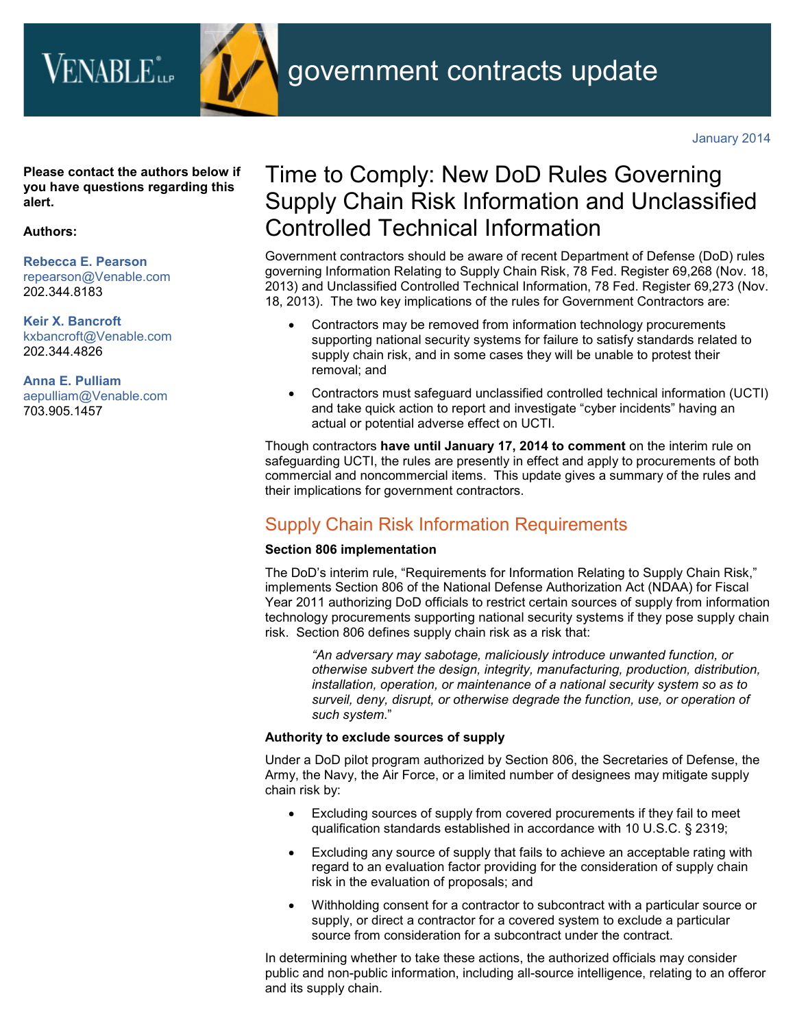VENABLE LLP

government contracts update

January 2014

**Please contact the authors below if you have questions regarding this alert.**

**Authors:**

**Rebecca E. Pearson**
repearson@Venable.com
202.344.8183

**Keir X. Bancroft**
kxbancroft@Venable.com
202.344.4826

**Anna E. Pulliam**
aepulliam@Venable.com
703.905.1457

# Time to Comply: New DoD Rules Governing Supply Chain Risk Information and Unclassified Controlled Technical Information

Government contractors should be aware of recent Department of Defense (DoD) rules governing Information Relating to Supply Chain Risk, 78 Fed. Register 69,268 (Nov. 18, 2013) and Unclassified Controlled Technical Information, 78 Fed. Register 69,273 (Nov. 18, 2013). The two key implications of the rules for Government Contractors are:

- Contractors may be removed from information technology procurements supporting national security systems for failure to satisfy standards related to supply chain risk, and in some cases they will be unable to protest their removal; and
- Contractors must safeguard unclassified controlled technical information (UCTI) and take quick action to report and investigate "cyber incidents" having an actual or potential adverse effect on UCTI.

Though contractors **have until January 17, 2014 to comment** on the interim rule on safeguarding UCTI, the rules are presently in effect and apply to procurements of both commercial and noncommercial items. This update gives a summary of the rules and their implications for government contractors.

## Supply Chain Risk Information Requirements

**Section 806 implementation**

The DoD's interim rule, "Requirements for Information Relating to Supply Chain Risk," implements Section 806 of the National Defense Authorization Act (NDAA) for Fiscal Year 2011 authorizing DoD officials to restrict certain sources of supply from information technology procurements supporting national security systems if they pose supply chain risk. Section 806 defines supply chain risk as a risk that:

> *"An adversary may sabotage, maliciously introduce unwanted function, or otherwise subvert the design, integrity, manufacturing, production, distribution, installation, operation, or maintenance of a national security system so as to surveil, deny, disrupt, or otherwise degrade the function, use, or operation of such system."*

**Authority to exclude sources of supply**

Under a DoD pilot program authorized by Section 806, the Secretaries of Defense, the Army, the Navy, the Air Force, or a limited number of designees may mitigate supply chain risk by:

- Excluding sources of supply from covered procurements if they fail to meet qualification standards established in accordance with 10 U.S.C. § 2319;
- Excluding any source of supply that fails to achieve an acceptable rating with regard to an evaluation factor providing for the consideration of supply chain risk in the evaluation of proposals; and
- Withholding consent for a contractor to subcontract with a particular source or supply, or direct a contractor for a covered system to exclude a particular source from consideration for a subcontract under the contract.

In determining whether to take these actions, the authorized officials may consider public and non-public information, including all-source intelligence, relating to an offeror and its supply chain.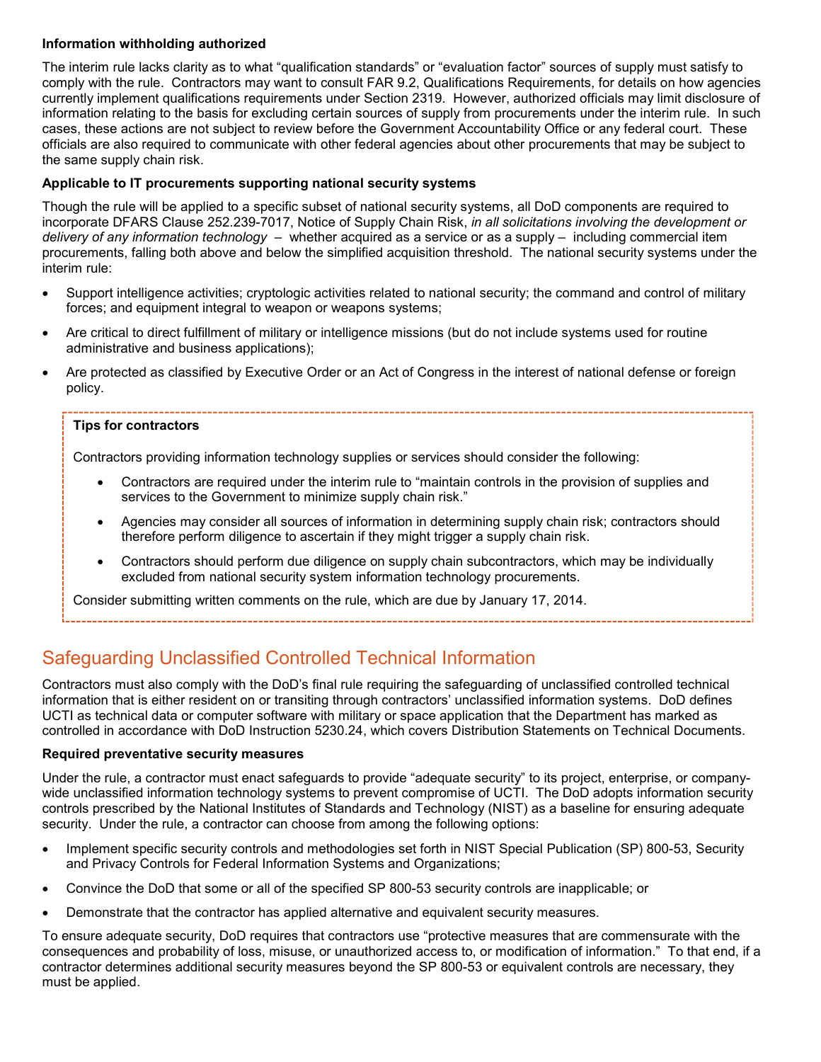**Information withholding authorized**

The interim rule lacks clarity as to what "qualification standards" or "evaluation factor" sources of supply must satisfy to comply with the rule. Contractors may want to consult FAR 9.2, Qualifications Requirements, for details on how agencies currently implement qualifications requirements under Section 2319. However, authorized officials may limit disclosure of information relating to the basis for excluding certain sources of supply from procurements under the interim rule. In such cases, these actions are not subject to review before the Government Accountability Office or any federal court. These officials are also required to communicate with other federal agencies about other procurements that may be subject to the same supply chain risk.

**Applicable to IT procurements supporting national security systems**

Though the rule will be applied to a specific subset of national security systems, all DoD components are required to incorporate DFARS Clause 252.239-7017, Notice of Supply Chain Risk, *in all solicitations involving the development or delivery of any information technology* – whether acquired as a service or as a supply – including commercial item procurements, falling both above and below the simplified acquisition threshold. The national security systems under the interim rule:

- Support intelligence activities; cryptologic activities related to national security; the command and control of military forces; and equipment integral to weapon or weapons systems;
- Are critical to direct fulfillment of military or intelligence missions (but do not include systems used for routine administrative and business applications);
- Are protected as classified by Executive Order or an Act of Congress in the interest of national defense or foreign policy.

**Tips for contractors**

Contractors providing information technology supplies or services should consider the following:

- Contractors are required under the interim rule to "maintain controls in the provision of supplies and services to the Government to minimize supply chain risk."
- Agencies may consider all sources of information in determining supply chain risk; contractors should therefore perform diligence to ascertain if they might trigger a supply chain risk.
- Contractors should perform due diligence on supply chain subcontractors, which may be individually excluded from national security system information technology procurements.

Consider submitting written comments on the rule, which are due by January 17, 2014.

## Safeguarding Unclassified Controlled Technical Information

Contractors must also comply with the DoD's final rule requiring the safeguarding of unclassified controlled technical information that is either resident on or transiting through contractors' unclassified information systems. DoD defines UCTI as technical data or computer software with military or space application that the Department has marked as controlled in accordance with DoD Instruction 5230.24, which covers Distribution Statements on Technical Documents.

**Required preventative security measures**

Under the rule, a contractor must enact safeguards to provide "adequate security" to its project, enterprise, or company-wide unclassified information technology systems to prevent compromise of UCTI. The DoD adopts information security controls prescribed by the National Institutes of Standards and Technology (NIST) as a baseline for ensuring adequate security. Under the rule, a contractor can choose from among the following options:

- Implement specific security controls and methodologies set forth in NIST Special Publication (SP) 800-53, Security and Privacy Controls for Federal Information Systems and Organizations;
- Convince the DoD that some or all of the specified SP 800-53 security controls are inapplicable; or
- Demonstrate that the contractor has applied alternative and equivalent security measures.

To ensure adequate security, DoD requires that contractors use "protective measures that are commensurate with the consequences and probability of loss, misuse, or unauthorized access to, or modification of information." To that end, if a contractor determines additional security measures beyond the SP 800-53 or equivalent controls are necessary, they must be applied.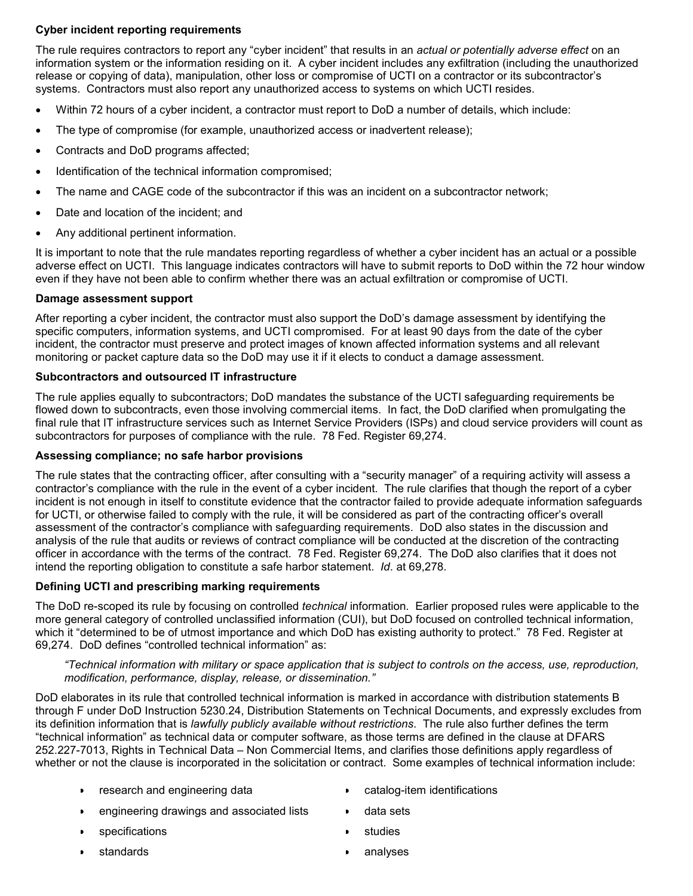**Cyber incident reporting requirements**

The rule requires contractors to report any "cyber incident" that results in an *actual or potentially adverse effect* on an information system or the information residing on it. A cyber incident includes any exfiltration (including the unauthorized release or copying of data), manipulation, other loss or compromise of UCTI on a contractor or its subcontractor's systems. Contractors must also report any unauthorized access to systems on which UCTI resides.

- Within 72 hours of a cyber incident, a contractor must report to DoD a number of details, which include:
- The type of compromise (for example, unauthorized access or inadvertent release);
- Contracts and DoD programs affected;
- Identification of the technical information compromised;
- The name and CAGE code of the subcontractor if this was an incident on a subcontractor network;
- Date and location of the incident; and
- Any additional pertinent information.

It is important to note that the rule mandates reporting regardless of whether a cyber incident has an actual or a possible adverse effect on UCTI. This language indicates contractors will have to submit reports to DoD within the 72 hour window even if they have not been able to confirm whether there was an actual exfiltration or compromise of UCTI.

**Damage assessment support**

After reporting a cyber incident, the contractor must also support the DoD's damage assessment by identifying the specific computers, information systems, and UCTI compromised. For at least 90 days from the date of the cyber incident, the contractor must preserve and protect images of known affected information systems and all relevant monitoring or packet capture data so the DoD may use it if it elects to conduct a damage assessment.

**Subcontractors and outsourced IT infrastructure**

The rule applies equally to subcontractors; DoD mandates the substance of the UCTI safeguarding requirements be flowed down to subcontracts, even those involving commercial items. In fact, the DoD clarified when promulgating the final rule that IT infrastructure services such as Internet Service Providers (ISPs) and cloud service providers will count as subcontractors for purposes of compliance with the rule. 78 Fed. Register 69,274.

**Assessing compliance; no safe harbor provisions**

The rule states that the contracting officer, after consulting with a "security manager" of a requiring activity will assess a contractor's compliance with the rule in the event of a cyber incident. The rule clarifies that though the report of a cyber incident is not enough in itself to constitute evidence that the contractor failed to provide adequate information safeguards for UCTI, or otherwise failed to comply with the rule, it will be considered as part of the contracting officer's overall assessment of the contractor's compliance with safeguarding requirements. DoD also states in the discussion and analysis of the rule that audits or reviews of contract compliance will be conducted at the discretion of the contracting officer in accordance with the terms of the contract. 78 Fed. Register 69,274. The DoD also clarifies that it does not intend the reporting obligation to constitute a safe harbor statement. *Id*. at 69,278.

**Defining UCTI and prescribing marking requirements**

The DoD re-scoped its rule by focusing on controlled *technical* information. Earlier proposed rules were applicable to the more general category of controlled unclassified information (CUI), but DoD focused on controlled technical information, which it "determined to be of utmost importance and which DoD has existing authority to protect." 78 Fed. Register at 69,274. DoD defines "controlled technical information" as:

> *"Technical information with military or space application that is subject to controls on the access, use, reproduction, modification, performance, display, release, or dissemination."*

DoD elaborates in its rule that controlled technical information is marked in accordance with distribution statements B through F under DoD Instruction 5230.24, Distribution Statements on Technical Documents, and expressly excludes from its definition information that is *lawfully publicly available without restrictions*. The rule also further defines the term "technical information" as technical data or computer software, as those terms are defined in the clause at DFARS 252.227-7013, Rights in Technical Data – Non Commercial Items, and clarifies those definitions apply regardless of whether or not the clause is incorporated in the solicitation or contract. Some examples of technical information include:

- research and engineering data
- engineering drawings and associated lists
- specifications
- standards
- catalog-item identifications
- data sets
- studies
- analyses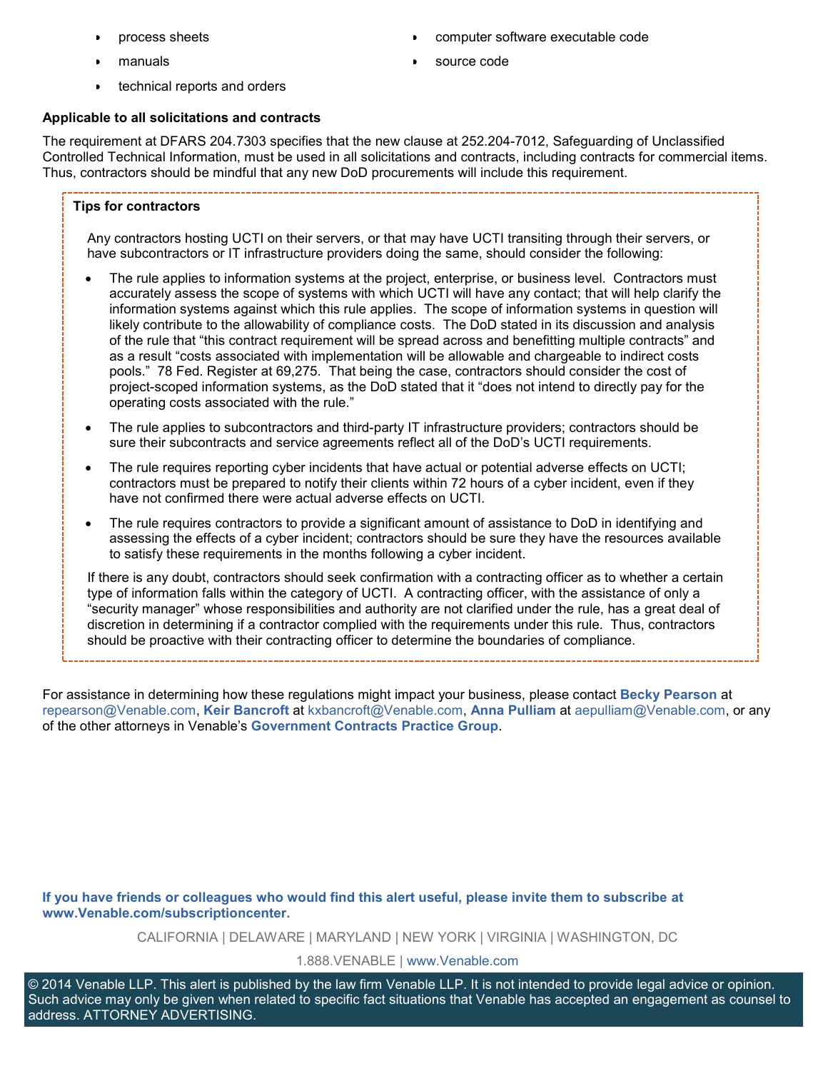- process sheets
- manuals
- technical reports and orders
- computer software executable code
- source code

**Applicable to all solicitations and contracts**

The requirement at DFARS 204.7303 specifies that the new clause at 252.204-7012, Safeguarding of Unclassified Controlled Technical Information, must be used in all solicitations and contracts, including contracts for commercial items. Thus, contractors should be mindful that any new DoD procurements will include this requirement.

**Tips for contractors**

Any contractors hosting UCTI on their servers, or that may have UCTI transiting through their servers, or have subcontractors or IT infrastructure providers doing the same, should consider the following:

- The rule applies to information systems at the project, enterprise, or business level. Contractors must accurately assess the scope of systems with which UCTI will have any contact; that will help clarify the information systems against which this rule applies. The scope of information systems in question will likely contribute to the allowability of compliance costs. The DoD stated in its discussion and analysis of the rule that "this contract requirement will be spread across and benefitting multiple contracts" and as a result "costs associated with implementation will be allowable and chargeable to indirect costs pools." 78 Fed. Register at 69,275. That being the case, contractors should consider the cost of project-scoped information systems, as the DoD stated that it "does not intend to directly pay for the operating costs associated with the rule."
- The rule applies to subcontractors and third-party IT infrastructure providers; contractors should be sure their subcontracts and service agreements reflect all of the DoD's UCTI requirements.
- The rule requires reporting cyber incidents that have actual or potential adverse effects on UCTI; contractors must be prepared to notify their clients within 72 hours of a cyber incident, even if they have not confirmed there were actual adverse effects on UCTI.
- The rule requires contractors to provide a significant amount of assistance to DoD in identifying and assessing the effects of a cyber incident; contractors should be sure they have the resources available to satisfy these requirements in the months following a cyber incident.

If there is any doubt, contractors should seek confirmation with a contracting officer as to whether a certain type of information falls within the category of UCTI. A contracting officer, with the assistance of only a "security manager" whose responsibilities and authority are not clarified under the rule, has a great deal of discretion in determining if a contractor complied with the requirements under this rule. Thus, contractors should be proactive with their contracting officer to determine the boundaries of compliance.

For assistance in determining how these regulations might impact your business, please contact **Becky Pearson** at repearson@Venable.com, **Keir Bancroft** at kxbancroft@Venable.com, **Anna Pulliam** at aepulliam@Venable.com, or any of the other attorneys in Venable's **Government Contracts Practice Group**.

**If you have friends or colleagues who would find this alert useful, please invite them to subscribe at www.Venable.com/subscriptioncenter.**

CALIFORNIA | DELAWARE | MARYLAND | NEW YORK | VIRGINIA | WASHINGTON, DC

1.888.VENABLE | www.Venable.com

© 2014 Venable LLP. This alert is published by the law firm Venable LLP. It is not intended to provide legal advice or opinion. Such advice may only be given when related to specific fact situations that Venable has accepted an engagement as counsel to address. ATTORNEY ADVERTISING.